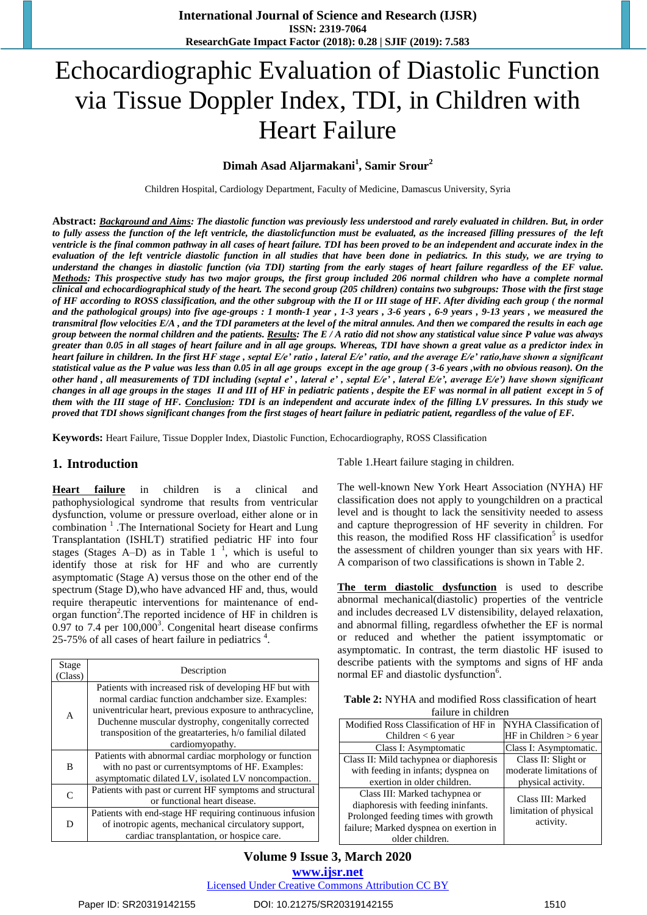# Echocardiographic Evaluation of Diastolic Function via Tissue Doppler Index, TDI, in Children with Heart Failure

**Dimah Asad Aljarmakani[1], Samir Srour[2]**

Children Hospital, Cardiology Department, Faculty of Medicine, Damascus University, Syria

**Abstract:** ***Background and Aims**: The diastolic function was previously less understood and rarely evaluated in children. But, in order to fully assess the function of the left ventricle, the diastolicfunction must be evaluated, as the increased filling pressures of the left ventricle is the final common pathway in all cases of heart failure. TDI has been proved to be an independent and accurate index in the evaluation of the left ventricle diastolic function in all studies that have been done in pediatrics. In this study, we are trying to understand the changes in diastolic function (via TDI) starting from the early stages of heart failure regardless of the EF value. **Methods**: This prospective study has two major groups, the first group included 206 normal children who have a complete normal clinical and echocardiographical study of the heart. The second group (205 children) contains two subgroups: Those with the first stage of HF according to ROSS classification, and the other subgroup with the II or III stage of HF. After dividing each group ( the normal and the pathological groups) into five age-groups : 1 month-1 year , 1-3 years , 3-6 years , 6-9 years , 9-13 years , we measured the transmitral flow velocities E/A , and the TDI parameters at the level of the mitral annules. And then we compared the results in each age group between the normal children and the patients. **Results**: The E / A ratio did not show any statistical value since P value was always greater than 0.05 in all stages of heart failure and in all age groups. Whereas, TDI have shown a great value as a predictor index in heart failure in children. In the first HF stage , septal E/e' ratio , lateral E/e' ratio, and the average E/e' ratio,have shown a significant statistical value as the P value was less than 0.05 in all age groups except in the age group ( 3-6 years ,with no obvious reason). On the other hand , all measurements of TDI including (septal e' , lateral e' , septal E/e' , lateral E/e', average E/e') have shown significant changes in all age groups in the stages II and III of HF in pediatric patients , despite the EF was normal in all patient except in 5 of them with the III stage of HF. **Conclusion**: TDI is an independent and accurate index of the filling LV pressures. In this study we proved that TDI shows significant changes from the first stages of heart failure in pediatric patient, regardless of the value of EF.***

**Keywords:** Heart Failure, Tissue Doppler Index, Diastolic Function, Echocardiography, ROSS Classification

## 1. Introduction

**Heart failure** in children is a clinical and pathophysiological syndrome that results from ventricular dysfunction, volume or pressure overload, either alone or in combination [1]. The International Society for Heart and Lung Transplantation (ISHLT) stratified pediatric HF into four stages (Stages A–D) as in Table 1 [1], which is useful to identify those at risk for HF and who are currently asymptomatic (Stage A) versus those on the other end of the spectrum (Stage D),who have advanced HF and, thus, would require therapeutic interventions for maintenance of end-organ function[2].The reported incidence of HF in children is 0.97 to 7.4 per 100,000[3]. Congenital heart disease confirms 25-75% of all cases of heart failure in pediatrics [4].

| Stage (Class) | Description |
|---|---|
| A | Patients with increased risk of developing HF but with normal cardiac function andchamber size. Examples: univentricular heart, previous exposure to anthracycline, Duchenne muscular dystrophy, congenitally corrected transposition of the greatarteries, h/o familial dilated cardiomyopathy. |
| B | Patients with abnormal cardiac morphology or function with no past or currentsymptoms of HF. Examples: asymptomatic dilated LV, isolated LV noncompaction. |
| C | Patients with past or current HF symptoms and structural or functional heart disease. |
| D | Patients with end-stage HF requiring continuous infusion of inotropic agents, mechanical circulatory support, cardiac transplantation, or hospice care. |

Table 1.Heart failure staging in children.

The well-known New York Heart Association (NYHA) HF classification does not apply to youngchildren on a practical level and is thought to lack the sensitivity needed to assess and capture theprogression of HF severity in children. For this reason, the modified Ross HF classification[5] is usedfor the assessment of children younger than six years with HF. A comparison of two classifications is shown in Table 2.

**The term diastolic dysfunction** is used to describe abnormal mechanical(diastolic) properties of the ventricle and includes decreased LV distensibility, delayed relaxation, and abnormal filling, regardless ofwhether the EF is normal or reduced and whether the patient issymptomatic or asymptomatic. In contrast, the term diastolic HF isused to describe patients with the symptoms and signs of HF anda normal EF and diastolic dysfunction[6].

**Table 2:** NYHA and modified Ross classification of heart failure in children

| Modified Ross Classification of HF in Children < 6 year | NYHA Classification of HF in Children > 6 year |
|---|---|
| Class I: Asymptomatic | Class I: Asymptomatic. |
| Class II: Mild tachypnea or diaphoresis with feeding in infants; dyspnea on exertion in older children. | Class II: Slight or moderate limitations of physical activity. |
| Class III: Marked tachypnea or diaphoresis with feeding ininfants. Prolonged feeding times with growth failure; Marked dyspnea on exertion in older children. | Class III: Marked limitation of physical activity. |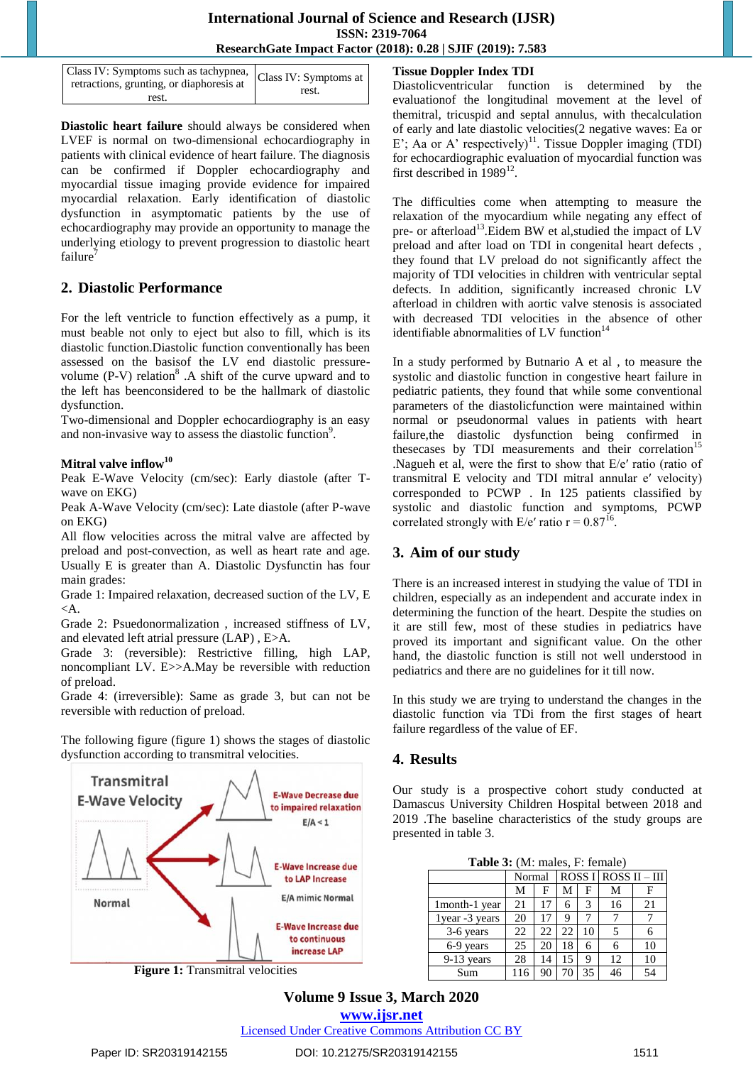| Class IV: Symptoms such as tachypnea, retractions, grunting, or diaphoresis at rest. | Class IV: Symptoms at rest. |
|---|---|

**Diastolic heart failure** should always be considered when LVEF is normal on two-dimensional echocardiography in patients with clinical evidence of heart failure. The diagnosis can be confirmed if Doppler echocardiography and myocardial tissue imaging provide evidence for impaired myocardial relaxation. Early identification of diastolic dysfunction in asymptomatic patients by the use of echocardiography may provide an opportunity to manage the underlying etiology to prevent progression to diastolic heart failure[7]

## 2. Diastolic Performance

For the left ventricle to function effectively as a pump, it must beable not only to eject but also to fill, which is its diastolic function.Diastolic function conventionally has been assessed on the basisof the LV end diastolic pressure-volume (P-V) relation[8] .A shift of the curve upward and to the left has beenconsidered to be the hallmark of diastolic dysfunction.

Two-dimensional and Doppler echocardiography is an easy and non-invasive way to assess the diastolic function[9].

**Mitral valve inflow**[10]

Peak E-Wave Velocity (cm/sec): Early diastole (after T-wave on EKG)

Peak A-Wave Velocity (cm/sec): Late diastole (after P-wave on EKG)

All flow velocities across the mitral valve are affected by preload and post-convection, as well as heart rate and age. Usually E is greater than A. Diastolic Dysfunctin has four main grades:

Grade 1: Impaired relaxation, decreased suction of the LV, E <A.

Grade 2: Psuedonormalization , increased stiffness of LV, and elevated left atrial pressure (LAP) , E>A.

Grade 3: (reversible): Restrictive filling, high LAP, noncompliant LV. E>>A.May be reversible with reduction of preload.

Grade 4: (irreversible): Same as grade 3, but can not be reversible with reduction of preload.

The following figure (figure 1) shows the stages of diastolic dysfunction according to transmitral velocities.

**Figure 1:** Transmitral velocities

**Tissue Doppler Index TDI**

Diastolicventricular function is determined by the evaluationof the longitudinal movement at the level of themitral, tricuspid and septal annulus, with thecalculation of early and late diastolic velocities(2 negative waves: Ea or E'; Aa or A' respectively)[11]. Tissue Doppler imaging (TDI) for echocardiographic evaluation of myocardial function was first described in 1989[12].

The difficulties come when attempting to measure the relaxation of the myocardium while negating any effect of pre- or afterload[13].Eidem BW et al,studied the impact of LV preload and after load on TDI in congenital heart defects , they found that LV preload do not significantly affect the majority of TDI velocities in children with ventricular septal defects. In addition, significantly increased chronic LV afterload in children with aortic valve stenosis is associated with decreased TDI velocities in the absence of other identifiable abnormalities of LV function[14]

In a study performed by Butnario A et al , to measure the systolic and diastolic function in congestive heart failure in pediatric patients, they found that while some conventional parameters of the diastolicfunction were maintained within normal or pseudonormal values in patients with heart failure,the diastolic dysfunction being confirmed in thesecases by TDI measurements and their correlation[15] .Nagueh et al, were the first to show that E/e′ ratio (ratio of transmitral E velocity and TDI mitral annular e′ velocity) corresponded to PCWP . In 125 patients classified by systolic and diastolic function and symptoms, PCWP correlated strongly with E/e′ ratio r = 0.87[16].

## 3. Aim of our study

There is an increased interest in studying the value of TDI in children, especially as an independent and accurate index in determining the function of the heart. Despite the studies on it are still few, most of these studies in pediatrics have proved its important and significant value. On the other hand, the diastolic function is still not well understood in pediatrics and there are no guidelines for it till now.

In this study we are trying to understand the changes in the diastolic function via TDi from the first stages of heart failure regardless of the value of EF.

## 4. Results

Our study is a prospective cohort study conducted at Damascus University Children Hospital between 2018 and 2019 .The baseline characteristics of the study groups are presented in table 3.

**Table 3:** (M: males, F: female)

| | Normal | | ROSS I | | ROSS II – III | |
|---|---|---|---|---|---|---|
| | M | F | M | F | M | F |
| 1month-1 year | 21 | 17 | 6 | 3 | 16 | 21 |
| 1year -3 years | 20 | 17 | 9 | 7 | 7 | 7 |
| 3-6 years | 22 | 22 | 22 | 10 | 5 | 6 |
| 6-9 years | 25 | 20 | 18 | 6 | 6 | 10 |
| 9-13 years | 28 | 14 | 15 | 9 | 12 | 10 |
| Sum | 116 | 90 | 70 | 35 | 46 | 54 |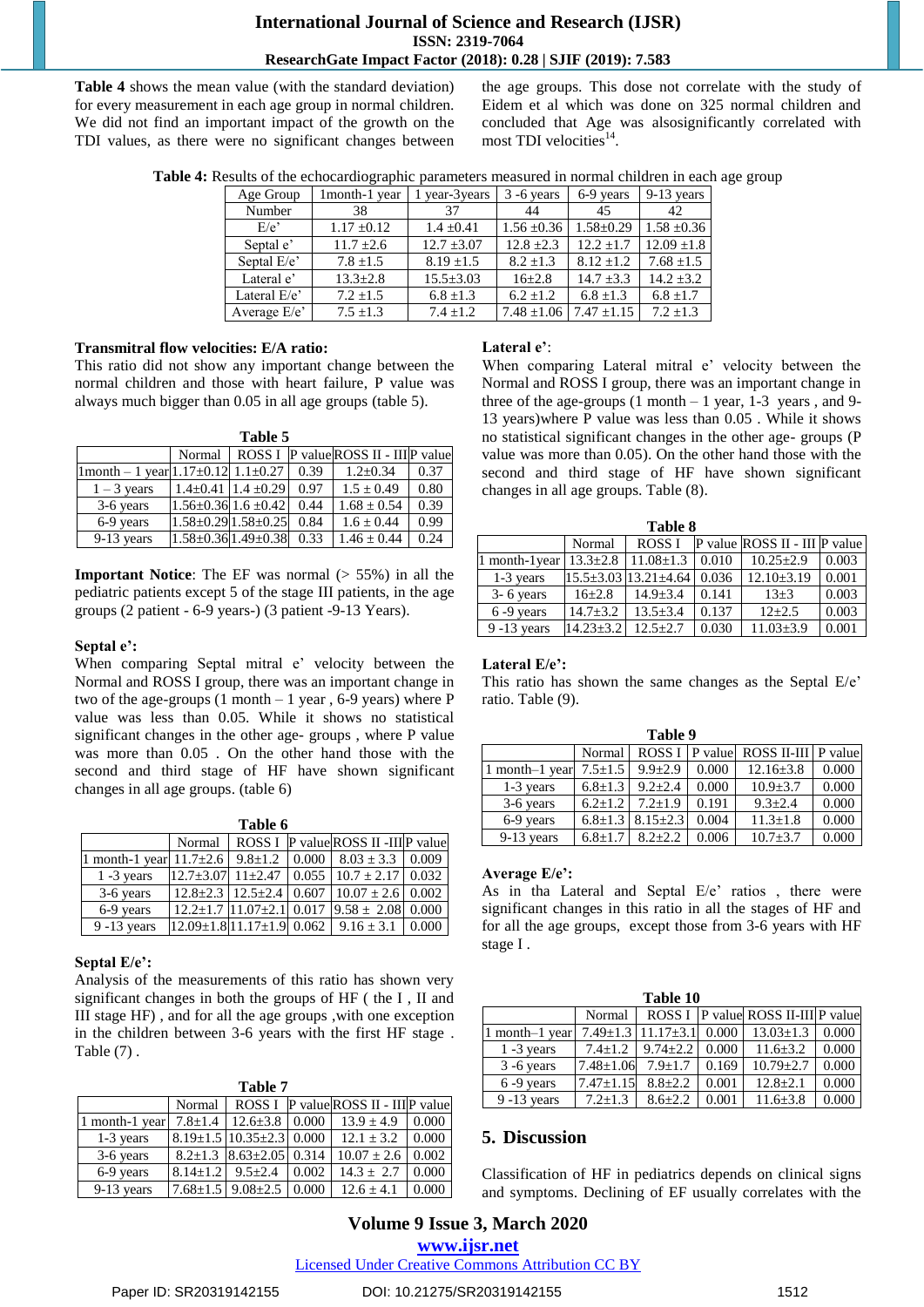**Table 4** shows the mean value (with the standard deviation) for every measurement in each age group in normal children. We did not find an important impact of the growth on the TDI values, as there were no significant changes between the age groups. This dose not correlate with the study of Eidem et al which was done on 325 normal children and concluded that Age was alsosignificantly correlated with most TDI velocities[14].

**Table 4:** Results of the echocardiographic parameters measured in normal children in each age group

| Age Group | 1month-1 year | 1 year-3years | 3 -6 years | 6-9 years | 9-13 years |
|---|---|---|---|---|---|
| Number | 38 | 37 | 44 | 45 | 42 |
| E/e' | 1.17 ±0.12 | 1.4 ±0.41 | 1.56 ±0.36 | 1.58±0.29 | 1.58 ±0.36 |
| Septal e' | 11.7 ±2.6 | 12.7 ±3.07 | 12.8 ±2.3 | 12.2 ±1.7 | 12.09 ±1.8 |
| Septal E/e' | 7.8 ±1.5 | 8.19 ±1.5 | 8.2 ±1.3 | 8.12 ±1.2 | 7.68 ±1.5 |
| Lateral e' | 13.3±2.8 | 15.5±3.03 | 16±2.8 | 14.7 ±3.3 | 14.2 ±3.2 |
| Lateral E/e' | 7.2 ±1.5 | 6.8 ±1.3 | 6.2 ±1.2 | 6.8 ±1.3 | 6.8 ±1.7 |
| Average E/e' | 7.5 ±1.3 | 7.4 ±1.2 | 7.48 ±1.06 | 7.47 ±1.15 | 7.2 ±1.3 |

**Transmitral flow velocities: E/A ratio:**

This ratio did not show any important change between the normal children and those with heart failure, P value was always much bigger than 0.05 in all age groups (table 5).

**Table 5**

| | Normal | ROSS I | P value | ROSS II - III | P value |
|---|---|---|---|---|---|
| 1month – 1 year | 1.17±0.12 | 1.1±0.27 | 0.39 | 1.2±0.34 | 0.37 |
| 1 – 3 years | 1.4±0.41 | 1.4 ±0.29 | 0.97 | 1.5 ± 0.49 | 0.80 |
| 3-6 years | 1.56±0.36 | 1.6 ±0.42 | 0.44 | 1.68 ± 0.54 | 0.39 |
| 6-9 years | 1.58±0.29 | 1.58±0.25 | 0.84 | 1.6 ± 0.44 | 0.99 |
| 9-13 years | 1.58±0.36 | 1.49±0.38 | 0.33 | 1.46 ± 0.44 | 0.24 |

**Important Notice**: The EF was normal (> 55%) in all the pediatric patients except 5 of the stage III patients, in the age groups (2 patient - 6-9 years-) (3 patient -9-13 Years).

**Septal e':**

When comparing Septal mitral e' velocity between the Normal and ROSS I group, there was an important change in two of the age-groups (1 month – 1 year , 6-9 years) where P value was less than 0.05. While it shows no statistical significant changes in the other age- groups , where P value was more than 0.05 . On the other hand those with the second and third stage of HF have shown significant changes in all age groups. (table 6)

**Table 6**

| | Normal | ROSS I | P value | ROSS II -III | P value |
|---|---|---|---|---|---|
| 1 month-1 year | 11.7±2.6 | 9.8±1.2 | 0.000 | 8.03 ± 3.3 | 0.009 |
| 1 -3 years | 12.7±3.07 | 11±2.47 | 0.055 | 10.7 ± 2.17 | 0.032 |
| 3-6 years | 12.8±2.3 | 12.5±2.4 | 0.607 | 10.07 ± 2.6 | 0.002 |
| 6-9 years | 12.2±1.7 | 11.07±2.1 | 0.017 | 9.58 ± 2.08 | 0.000 |
| 9 -13 years | 12.09±1.8 | 11.17±1.9 | 0.062 | 9.16 ± 3.1 | 0.000 |

**Septal E/e':**

Analysis of the measurements of this ratio has shown very significant changes in both the groups of HF ( the I , II and III stage HF) , and for all the age groups ,with one exception in the children between 3-6 years with the first HF stage . Table (7) .

**Table 7**

| | Normal | ROSS I | P value | ROSS II - III | P value |
|---|---|---|---|---|---|
| 1 month-1 year | 7.8±1.4 | 12.6±3.8 | 0.000 | 13.9 ± 4.9 | 0.000 |
| 1-3 years | 8.19±1.5 | 10.35±2.3 | 0.000 | 12.1 ± 3.2 | 0.000 |
| 3-6 years | 8.2±1.3 | 8.63±2.05 | 0.314 | 10.07 ± 2.6 | 0.002 |
| 6-9 years | 8.14±1.2 | 9.5±2.4 | 0.002 | 14.3 ± 2.7 | 0.000 |
| 9-13 years | 7.68±1.5 | 9.08±2.5 | 0.000 | 12.6 ± 4.1 | 0.000 |

**Lateral e'**:

When comparing Lateral mitral e' velocity between the Normal and ROSS I group, there was an important change in three of the age-groups (1 month – 1 year, 1-3 years , and 9-13 years)where P value was less than 0.05 . While it shows no statistical significant changes in the other age- groups (P value was more than 0.05). On the other hand those with the second and third stage of HF have shown significant changes in all age groups. Table (8).

**Table 8**

| | Normal | ROSS I | P value | ROSS II - III | P value |
|---|---|---|---|---|---|
| 1 month-1year | 13.3±2.8 | 11.08±1.3 | 0.010 | 10.25±2.9 | 0.003 |
| 1-3 years | 15.5±3.03 | 13.21±4.64 | 0.036 | 12.10±3.19 | 0.001 |
| 3- 6 years | 16±2.8 | 14.9±3.4 | 0.141 | 13±3 | 0.003 |
| 6 -9 years | 14.7±3.2 | 13.5±3.4 | 0.137 | 12±2.5 | 0.003 |
| 9 -13 years | 14.23±3.2 | 12.5±2.7 | 0.030 | 11.03±3.9 | 0.001 |

**Lateral E/e':**

This ratio has shown the same changes as the Septal E/e' ratio. Table (9).

**Table 9**

| | Normal | ROSS I | P value | ROSS II-III | P value |
|---|---|---|---|---|---|
| 1 month–1 year | 7.5±1.5 | 9.9±2.9 | 0.000 | 12.16±3.8 | 0.000 |
| 1-3 years | 6.8±1.3 | 9.2±2.4 | 0.000 | 10.9±3.7 | 0.000 |
| 3-6 years | 6.2±1.2 | 7.2±1.9 | 0.191 | 9.3±2.4 | 0.000 |
| 6-9 years | 6.8±1.3 | 8.15±2.3 | 0.004 | 11.3±1.8 | 0.000 |
| 9-13 years | 6.8±1.7 | 8.2±2.2 | 0.006 | 10.7±3.7 | 0.000 |

**Average E/e':**

As in tha Lateral and Septal E/e' ratios , there were significant changes in this ratio in all the stages of HF and for all the age groups, except those from 3-6 years with HF stage I .

**Table 10**

| | Normal | ROSS I | P value | ROSS II-III | P value |
|---|---|---|---|---|---|
| 1 month–1 year | 7.49±1.3 | 11.17±3.1 | 0.000 | 13.03±1.3 | 0.000 |
| 1 -3 years | 7.4±1.2 | 9.74±2.2 | 0.000 | 11.6±3.2 | 0.000 |
| 3 -6 years | 7.48±1.06 | 7.9±1.7 | 0.169 | 10.79±2.7 | 0.000 |
| 6 -9 years | 7.47±1.15 | 8.8±2.2 | 0.001 | 12.8±2.1 | 0.000 |
| 9 -13 years | 7.2±1.3 | 8.6±2.2 | 0.001 | 11.6±3.8 | 0.000 |

## 5. Discussion

Classification of HF in pediatrics depends on clinical signs and symptoms. Declining of EF usually correlates with the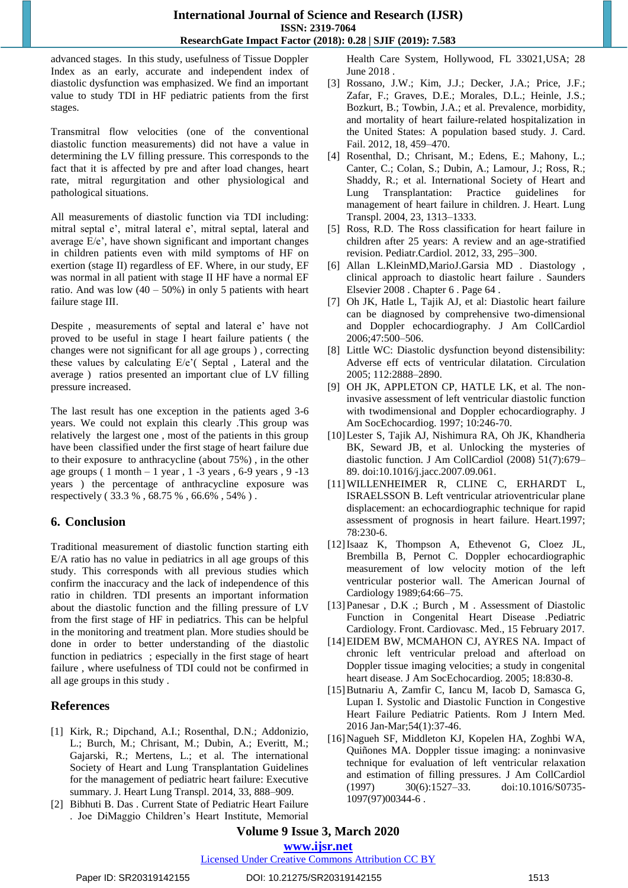advanced stages. In this study, usefulness of Tissue Doppler Index as an early, accurate and independent index of diastolic dysfunction was emphasized. We find an important value to study TDI in HF pediatric patients from the first stages.

Transmitral flow velocities (one of the conventional diastolic function measurements) did not have a value in determining the LV filling pressure. This corresponds to the fact that it is affected by pre and after load changes, heart rate, mitral regurgitation and other physiological and pathological situations.

All measurements of diastolic function via TDI including: mitral septal e', mitral lateral e', mitral septal, lateral and average E/e', have shown significant and important changes in children patients even with mild symptoms of HF on exertion (stage II) regardless of EF. Where, in our study, EF was normal in all patient with stage II HF have a normal EF ratio. And was low (40 – 50%) in only 5 patients with heart failure stage III.

Despite , measurements of septal and lateral e' have not proved to be useful in stage I heart failure patients ( the changes were not significant for all age groups ) , correcting these values by calculating E/e'( Septal , Lateral and the average ) ratios presented an important clue of LV filling pressure increased.

The last result has one exception in the patients aged 3-6 years. We could not explain this clearly .This group was relatively the largest one , most of the patients in this group have been classified under the first stage of heart failure due to their exposure to anthracycline (about 75%) , in the other age groups ( 1 month – 1 year , 1 -3 years , 6-9 years , 9 -13 years ) the percentage of anthracycline exposure was respectively ( 33.3 % , 68.75 % , 66.6% , 54% ) .

## 6. Conclusion

Traditional measurement of diastolic function starting eith E/A ratio has no value in pediatrics in all age groups of this study. This corresponds with all previous studies which confirm the inaccuracy and the lack of independence of this ratio in children. TDI presents an important information about the diastolic function and the filling pressure of LV from the first stage of HF in pediatrics. This can be helpful in the monitoring and treatment plan. More studies should be done in order to better understanding of the diastolic function in pediatrics ; especially in the first stage of heart failure , where usefulness of TDI could not be confirmed in all age groups in this study .

## References

[1] Kirk, R.; Dipchand, A.I.; Rosenthal, D.N.; Addonizio, L.; Burch, M.; Chrisant, M.; Dubin, A.; Everitt, M.; Gajarski, R.; Mertens, L.; et al. The international Society of Heart and Lung Transplantation Guidelines for the management of pediatric heart failure: Executive summary. J. Heart Lung Transpl. 2014, 33, 888–909.

[2] Bibhuti B. Das . Current State of Pediatric Heart Failure . Joe DiMaggio Children's Heart Institute, Memorial Health Care System, Hollywood, FL 33021,USA; 28 June 2018 .

[3] Rossano, J.W.; Kim, J.J.; Decker, J.A.; Price, J.F.; Zafar, F.; Graves, D.E.; Morales, D.L.; Heinle, J.S.; Bozkurt, B.; Towbin, J.A.; et al. Prevalence, morbidity, and mortality of heart failure-related hospitalization in the United States: A population based study. J. Card. Fail. 2012, 18, 459–470.

[4] Rosenthal, D.; Chrisant, M.; Edens, E.; Mahony, L.; Canter, C.; Colan, S.; Dubin, A.; Lamour, J.; Ross, R.; Shaddy, R.; et al. International Society of Heart and Lung Transplantation: Practice guidelines for management of heart failure in children. J. Heart. Lung Transpl. 2004, 23, 1313–1333.

[5] Ross, R.D. The Ross classification for heart failure in children after 25 years: A review and an age-stratified revision. Pediatr.Cardiol. 2012, 33, 295–300.

[6] Allan L.KleinMD,MarioJ.Garsia MD . Diastology , clinical approach to diastolic heart failure . Saunders Elsevier 2008 . Chapter 6 . Page 64 .

[7] Oh JK, Hatle L, Tajik AJ, et al: Diastolic heart failure can be diagnosed by comprehensive two-dimensional and Doppler echocardiography. J Am CollCardiol 2006;47:500–506.

[8] Little WC: Diastolic dysfunction beyond distensibility: Adverse eff ects of ventricular dilatation. Circulation 2005; 112:2888–2890.

[9] OH JK, APPLETON CP, HATLE LK, et al. The non-invasive assessment of left ventricular diastolic function with twodimensional and Doppler echocardiography. J Am SocEchocardiog. 1997; 10:246-70.

[10] Lester S, Tajik AJ, Nishimura RA, Oh JK, Khandheria BK, Seward JB, et al. Unlocking the mysteries of diastolic function. J Am CollCardiol (2008) 51(7):679–89. doi:10.1016/j.jacc.2007.09.061.

[11] WILLENHEIMER R, CLINE C, ERHARDT L, ISRAELSSON B. Left ventricular atrioventricular plane displacement: an echocardiographic technique for rapid assessment of prognosis in heart failure. Heart.1997; 78:230-6.

[12] Isaaz K, Thompson A, Ethevenot G, Cloez JL, Brembilla B, Pernot C. Doppler echocardiographic measurement of low velocity motion of the left ventricular posterior wall. The American Journal of Cardiology 1989;64:66–75.

[13] Panesar , D.K .; Burch , M . Assessment of Diastolic Function in Congenital Heart Disease .Pediatric Cardiology. Front. Cardiovasc. Med., 15 February 2017.

[14] EIDEM BW, MCMAHON CJ, AYRES NA. Impact of chronic left ventricular preload and afterload on Doppler tissue imaging velocities; a study in congenital heart disease. J Am SocEchocardiog. 2005; 18:830-8.

[15] Butnariu A, Zamfir C, Iancu M, Iacob D, Samasca G, Lupan I. Systolic and Diastolic Function in Congestive Heart Failure Pediatric Patients. Rom J Intern Med. 2016 Jan-Mar;54(1):37-46.

[16] Nagueh SF, Middleton KJ, Kopelen HA, Zoghbi WA, Quiñones MA. Doppler tissue imaging: a noninvasive technique for evaluation of left ventricular relaxation and estimation of filling pressures. J Am CollCardiol (1997) 30(6):1527–33. doi:10.1016/S0735-1097(97)00344-6 .